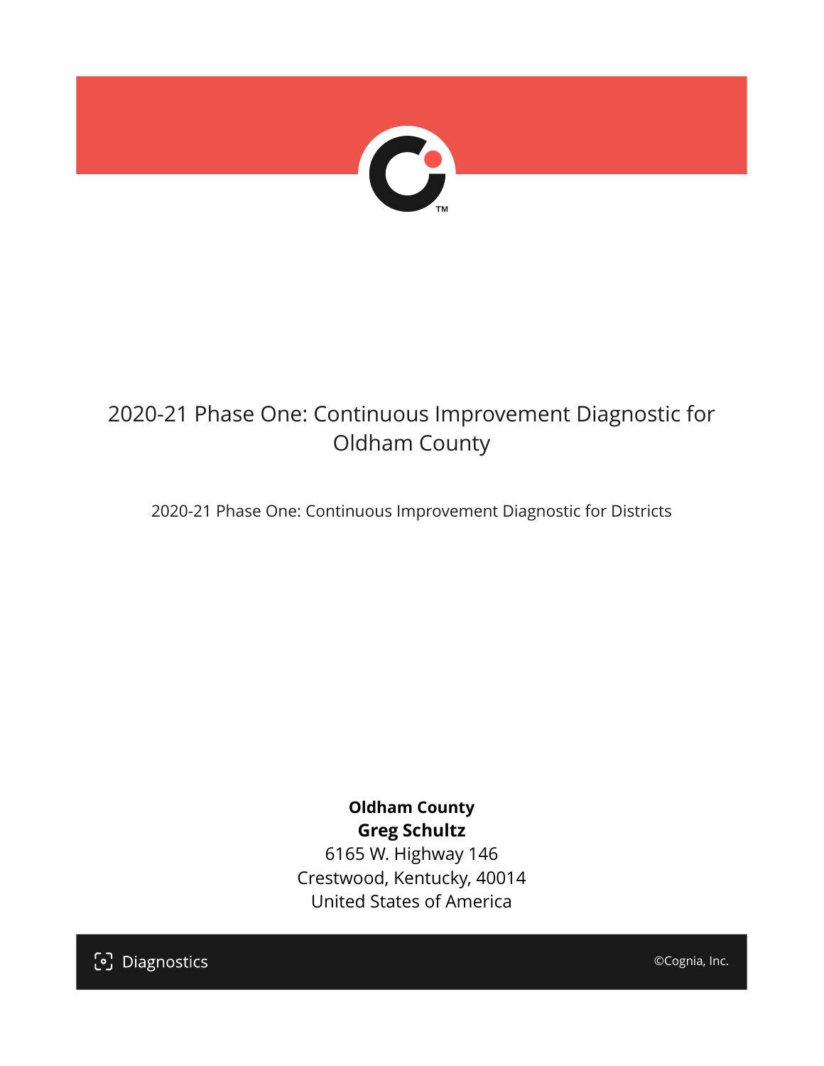# 2020-21 Phase One: Continuous Improvement Diagnostic for Oldham County

2020-21 Phase One: Continuous Improvement Diagnostic for Districts

**Oldham County**
**Greg Schultz**
6165 W. Highway 146
Crestwood, Kentucky, 40014
United States of America

Diagnostics

©Cognia, Inc.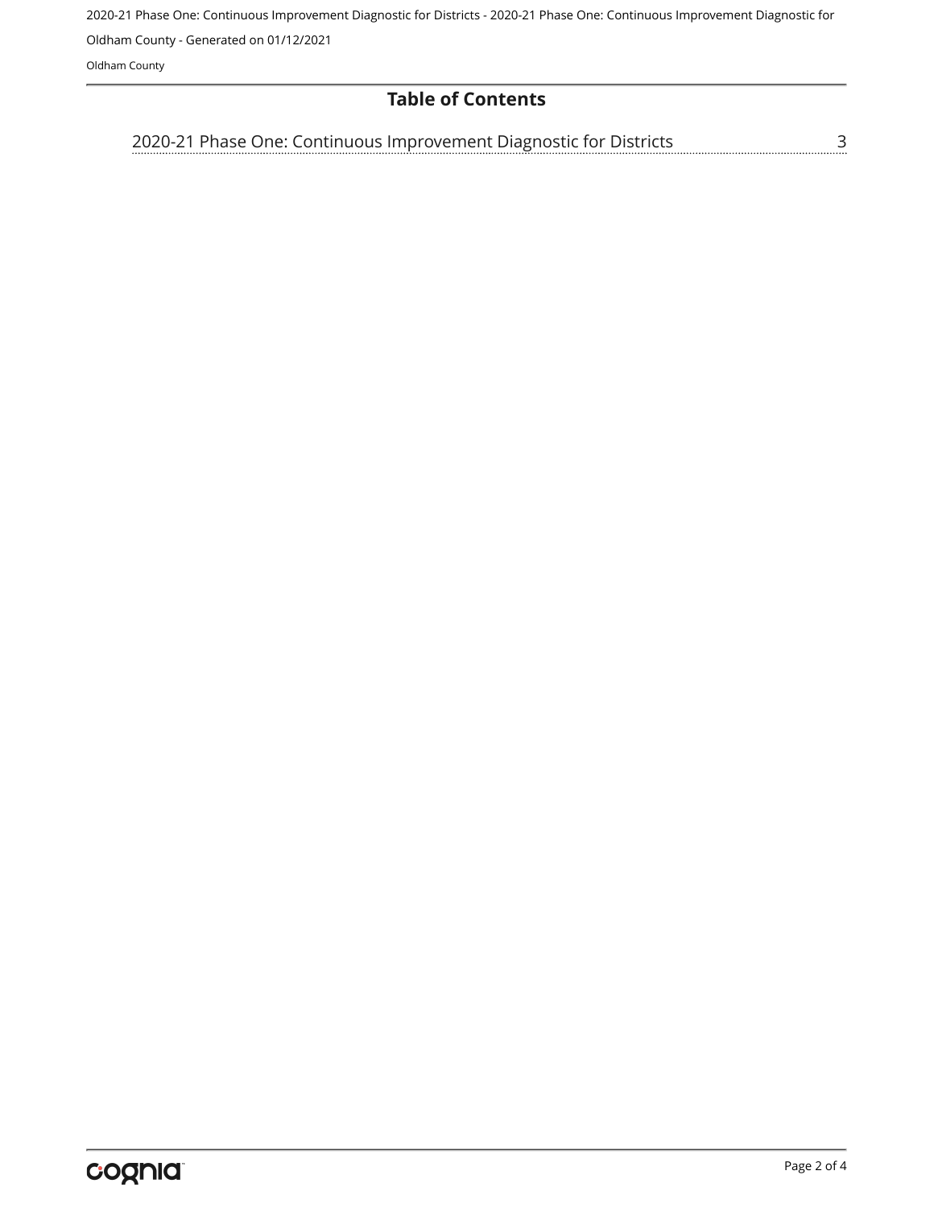## Table of Contents

2020-21 Phase One: Continuous Improvement Diagnostic for Districts ........ 3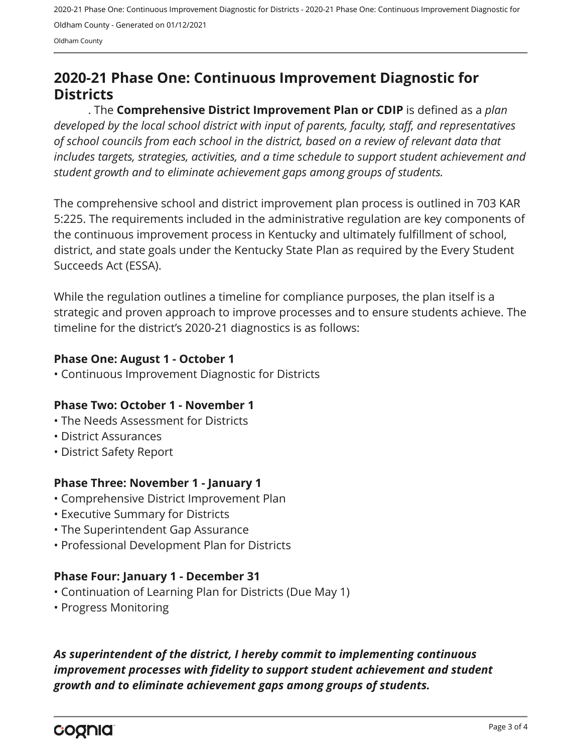## 2020-21 Phase One: Continuous Improvement Diagnostic for Districts

. The **Comprehensive District Improvement Plan or CDIP** is defined as a *plan developed by the local school district with input of parents, faculty, staff, and representatives of school councils from each school in the district, based on a review of relevant data that includes targets, strategies, activities, and a time schedule to support student achievement and student growth and to eliminate achievement gaps among groups of students.*

The comprehensive school and district improvement plan process is outlined in 703 KAR 5:225. The requirements included in the administrative regulation are key components of the continuous improvement process in Kentucky and ultimately fulfillment of school, district, and state goals under the Kentucky State Plan as required by the Every Student Succeeds Act (ESSA).

While the regulation outlines a timeline for compliance purposes, the plan itself is a strategic and proven approach to improve processes and to ensure students achieve. The timeline for the district's 2020-21 diagnostics is as follows:

**Phase One: August 1 - October 1**

- Continuous Improvement Diagnostic for Districts

**Phase Two: October 1 - November 1**

- The Needs Assessment for Districts
- District Assurances
- District Safety Report

**Phase Three: November 1 - January 1**

- Comprehensive District Improvement Plan
- Executive Summary for Districts
- The Superintendent Gap Assurance
- Professional Development Plan for Districts

**Phase Four: January 1 - December 31**

- Continuation of Learning Plan for Districts (Due May 1)
- Progress Monitoring

***As superintendent of the district, I hereby commit to implementing continuous improvement processes with fidelity to support student achievement and student growth and to eliminate achievement gaps among groups of students.***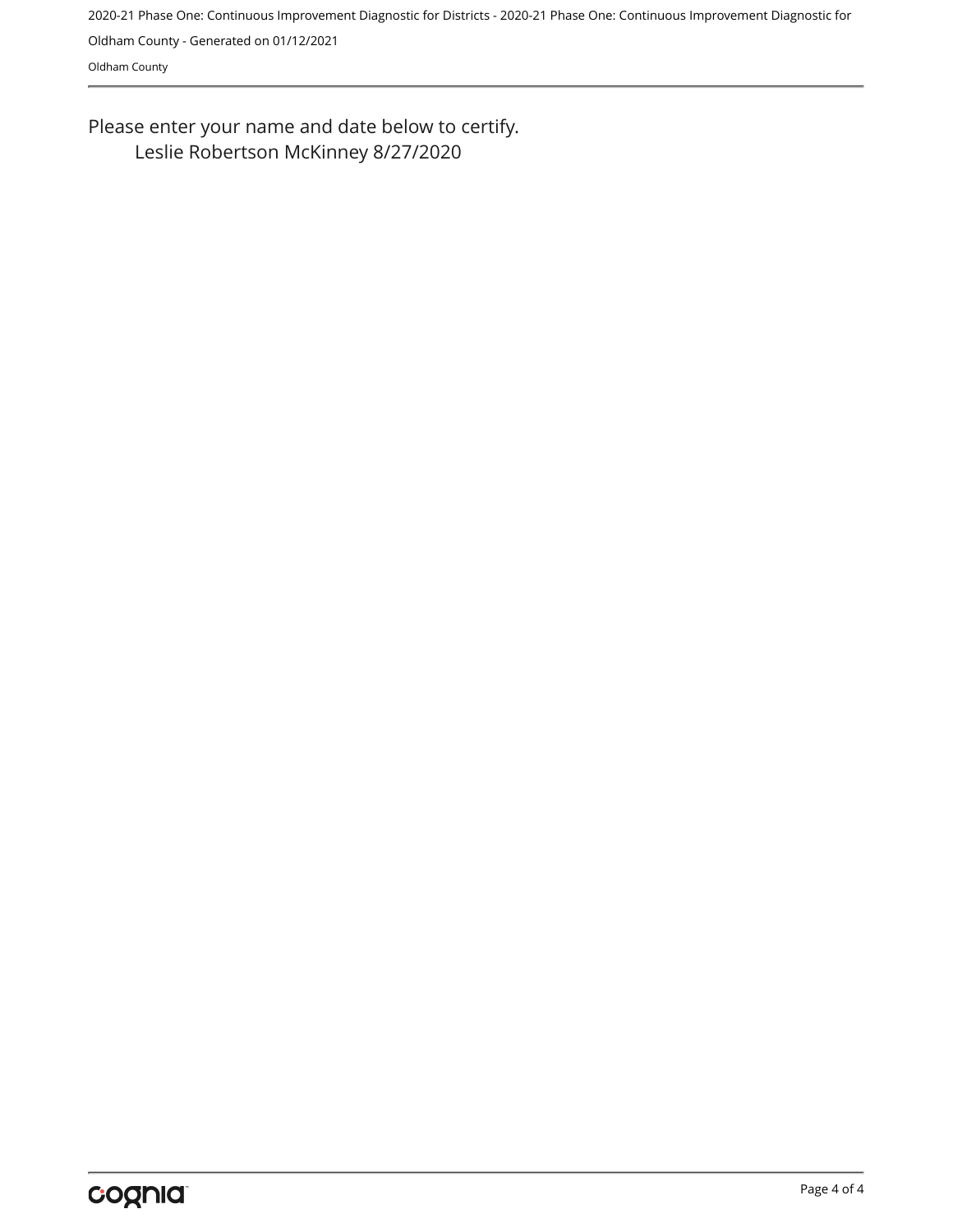Please enter your name and date below to certify.

Leslie Robertson McKinney 8/27/2020